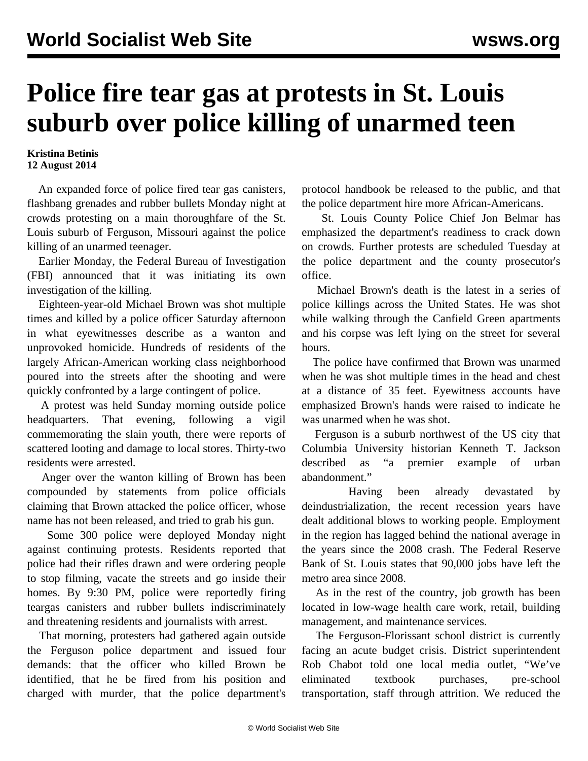# Police fire tear gas at protests in St. Louis suburb over police killing of unarmed teen

**Kristina Betinis**
**12 August 2014**

An expanded force of police fired tear gas canisters, flashbang grenades and rubber bullets Monday night at crowds protesting on a main thoroughfare of the St. Louis suburb of Ferguson, Missouri against the police killing of an unarmed teenager.

Earlier Monday, the Federal Bureau of Investigation (FBI) announced that it was initiating its own investigation of the killing.

Eighteen-year-old Michael Brown was shot multiple times and killed by a police officer Saturday afternoon in what eyewitnesses describe as a wanton and unprovoked homicide. Hundreds of residents of the largely African-American working class neighborhood poured into the streets after the shooting and were quickly confronted by a large contingent of police.

A protest was held Sunday morning outside police headquarters. That evening, following a vigil commemorating the slain youth, there were reports of scattered looting and damage to local stores. Thirty-two residents were arrested.

Anger over the wanton killing of Brown has been compounded by statements from police officials claiming that Brown attacked the police officer, whose name has not been released, and tried to grab his gun.

Some 300 police were deployed Monday night against continuing protests. Residents reported that police had their rifles drawn and were ordering people to stop filming, vacate the streets and go inside their homes. By 9:30 PM, police were reportedly firing teargas canisters and rubber bullets indiscriminately and threatening residents and journalists with arrest.

That morning, protesters had gathered again outside the Ferguson police department and issued four demands: that the officer who killed Brown be identified, that he be fired from his position and charged with murder, that the police department's protocol handbook be released to the public, and that the police department hire more African-Americans.

St. Louis County Police Chief Jon Belmar has emphasized the department's readiness to crack down on crowds. Further protests are scheduled Tuesday at the police department and the county prosecutor's office.

Michael Brown's death is the latest in a series of police killings across the United States. He was shot while walking through the Canfield Green apartments and his corpse was left lying on the street for several hours.

The police have confirmed that Brown was unarmed when he was shot multiple times in the head and chest at a distance of 35 feet. Eyewitness accounts have emphasized Brown's hands were raised to indicate he was unarmed when he was shot.

Ferguson is a suburb northwest of the US city that Columbia University historian Kenneth T. Jackson described as "a premier example of urban abandonment."

Having been already devastated by deindustrialization, the recent recession years have dealt additional blows to working people. Employment in the region has lagged behind the national average in the years since the 2008 crash. The Federal Reserve Bank of St. Louis states that 90,000 jobs have left the metro area since 2008.

As in the rest of the country, job growth has been located in low-wage health care work, retail, building management, and maintenance services.

The Ferguson-Florissant school district is currently facing an acute budget crisis. District superintendent Rob Chabot told one local media outlet, "We've eliminated textbook purchases, pre-school transportation, staff through attrition. We reduced the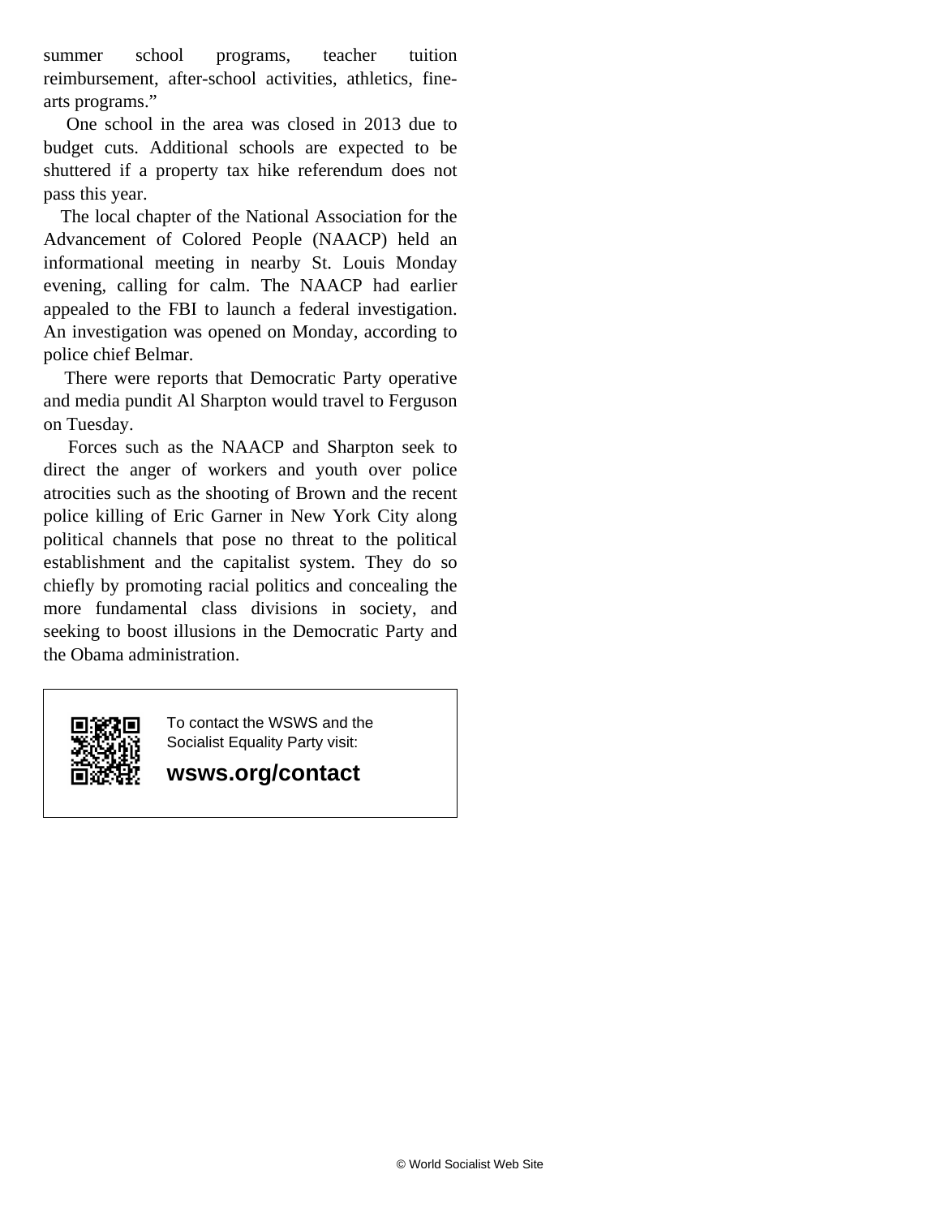summer school programs, teacher tuition reimbursement, after-school activities, athletics, fine-arts programs."

One school in the area was closed in 2013 due to budget cuts. Additional schools are expected to be shuttered if a property tax hike referendum does not pass this year.

The local chapter of the National Association for the Advancement of Colored People (NAACP) held an informational meeting in nearby St. Louis Monday evening, calling for calm. The NAACP had earlier appealed to the FBI to launch a federal investigation. An investigation was opened on Monday, according to police chief Belmar.

There were reports that Democratic Party operative and media pundit Al Sharpton would travel to Ferguson on Tuesday.

Forces such as the NAACP and Sharpton seek to direct the anger of workers and youth over police atrocities such as the shooting of Brown and the recent police killing of Eric Garner in New York City along political channels that pose no threat to the political establishment and the capitalist system. They do so chiefly by promoting racial politics and concealing the more fundamental class divisions in society, and seeking to boost illusions in the Democratic Party and the Obama administration.

To contact the WSWS and the Socialist Equality Party visit:

**wsws.org/contact**